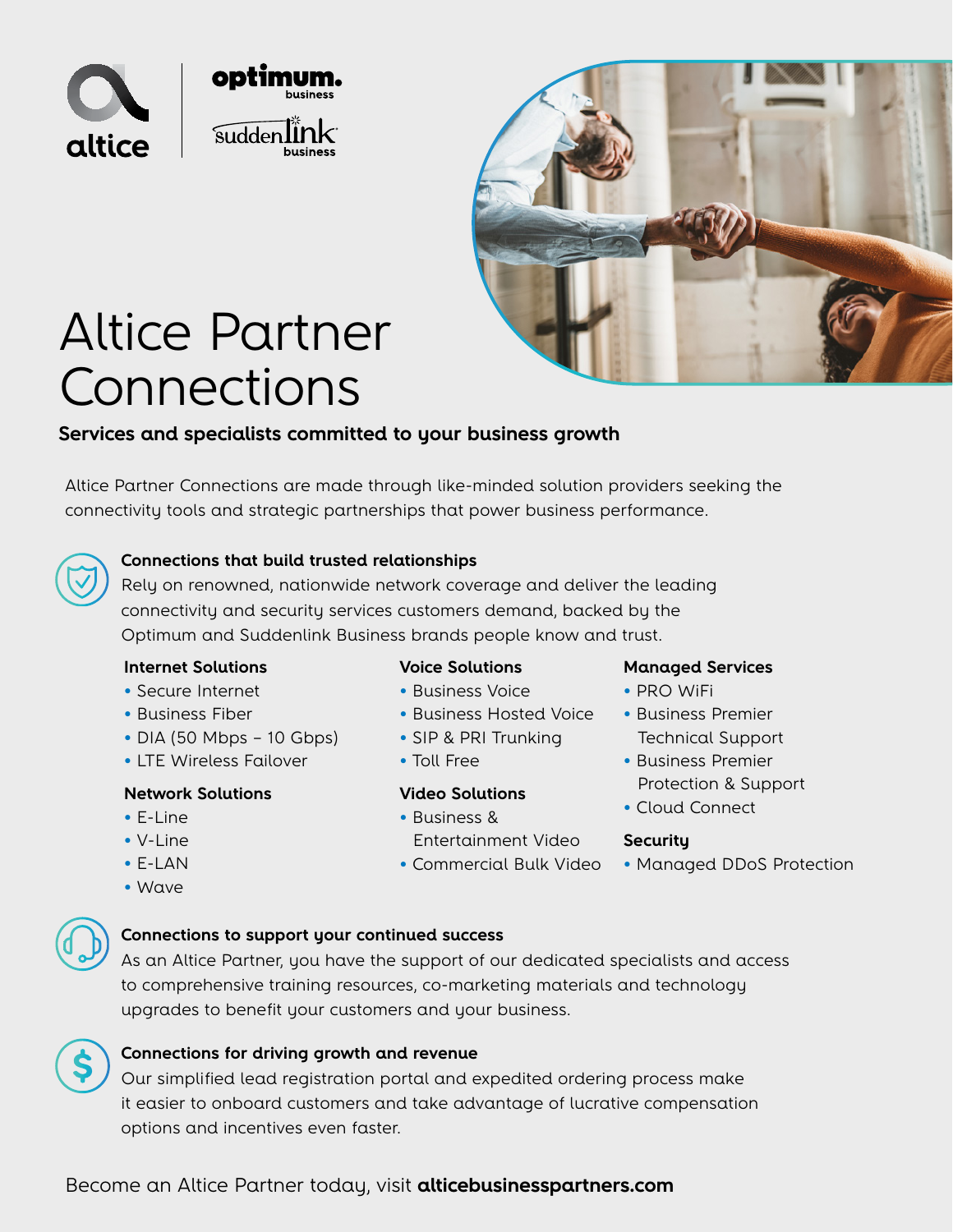altice | optimum. business | suddenlink business

# Altice Partner Connections

**Services and specialists committed to your business growth**

Altice Partner Connections are made through like-minded solution providers seeking the connectivity tools and strategic partnerships that power business performance.

### Connections that build trusted relationships

Rely on renowned, nationwide network coverage and deliver the leading connectivity and security services customers demand, backed by the Optimum and Suddenlink Business brands people know and trust.

**Internet Solutions**

- Secure Internet
- Business Fiber
- DIA (50 Mbps – 10 Gbps)
- LTE Wireless Failover

**Network Solutions**

- E-Line
- V-Line
- E-LAN
- Wave

**Voice Solutions**

- Business Voice
- Business Hosted Voice
- SIP & PRI Trunking
- Toll Free

**Video Solutions**

- Business & Entertainment Video
- Commercial Bulk Video

**Managed Services**

- PRO WiFi
- Business Premier Technical Support
- Business Premier Protection & Support
- Cloud Connect

**Security**

- Managed DDoS Protection

### Connections to support your continued success

As an Altice Partner, you have the support of our dedicated specialists and access to comprehensive training resources, co-marketing materials and technology upgrades to benefit your customers and your business.

### Connections for driving growth and revenue

Our simplified lead registration portal and expedited ordering process make it easier to onboard customers and take advantage of lucrative compensation options and incentives even faster.

Become an Altice Partner today, visit **alticebusinesspartners.com**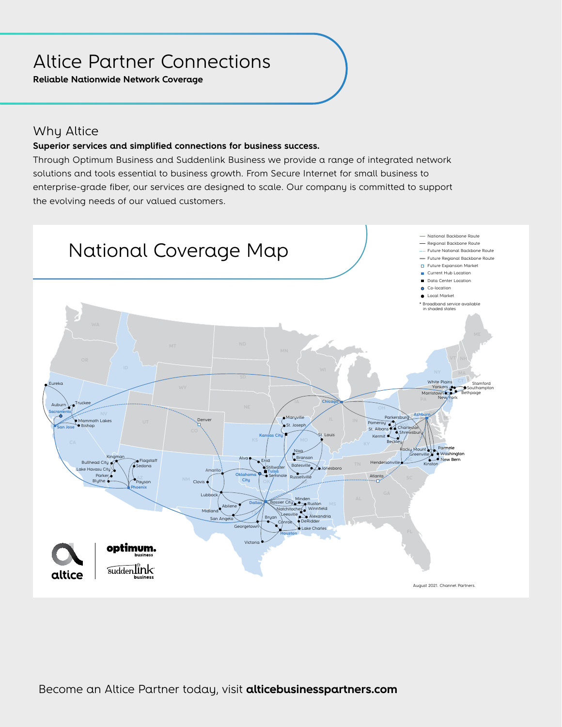# Altice Partner Connections

**Reliable Nationwide Network Coverage**

## Why Altice

**Superior services and simplified connections for business success.**

Through Optimum Business and Suddenlink Business we provide a range of integrated network solutions and tools essential to business growth. From Secure Internet for small business to enterprise-grade fiber, our services are designed to scale. Our company is committed to support the evolving needs of our valued customers.

## National Coverage Map

National Backbone Route
Regional Backbone Route
Future National Backbone Route
Future Regional Backbone Route
Future Expansion Market
Current Hub Location
Data Center Location
Co-location
Local Market

* Broadband service available in shaded states

WA, OR, ID, MT, WY, ND, SD, MN, NE, IA, WI, MI, IL, IN, OH, PA, NY, VT, NH, ME, MA, CT, NJ, MD, KY, TN, NC, SC, GA, AL, FL, MS, LA, AR, MO, KS, OK, TX, NM, CO, UT, AZ, NV, CA

Eureka, Auburn, Truckee, Sacramento, San Jose, Mammoth Lakes, Bishop, Kingman, Bullhead City, Lake Havasu City, Parker, Blythe, Flagstaff, Sedona, Payson, Phoenix, Denver, Amarillo, Clovis, Lubbock, Midland, Abilene, San Angelo, Georgetown, Victoria, Bryan, Conroe, Houston, Dallas, Alva, Enid, Stillwater, Tulsa, Oklahoma City, Seminole, Kansas City, Maryville, St. Joseph, St. Louis, Nixa, Branson, Batesville, Jonesboro, Russellville, Bossier City, Minden, Ruston, Natchitoches, Winnfield, Leesville, Alexandria, DeRidder, Lake Charles, Chicago, Atlanta, Hendersonville, Ashburn, Parkersburg, Pomeroy, St. Albans, Charleston, Shrewsbury, Kermit, Beckley, Rocky Mount, Greenville, Parmele, Washington, New Bern, Kinston, White Plains, Yonkers, Morristown, New York, Stamford, Southampton, Bethpage

altice | optimum. business | suddenlink business

August 2021. Channel Partners.

Become an Altice Partner today, visit **alticebusinesspartners.com**